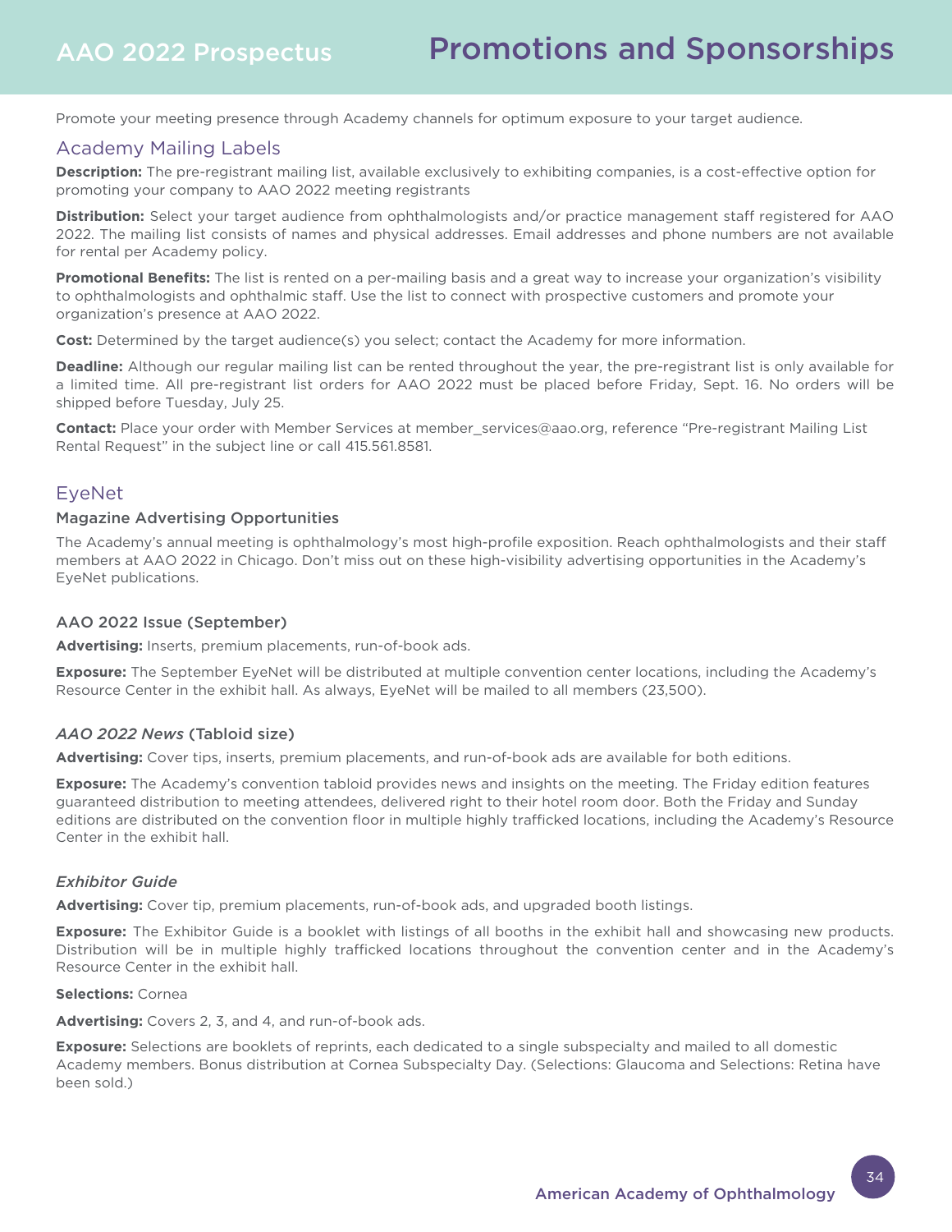# Promotions and Sponsorships

Promote your meeting presence through Academy channels for optimum exposure to your target audience.

## Academy Mailing Labels

**Description:** The pre-registrant mailing list, available exclusively to exhibiting companies, is a cost-effective option for promoting your company to AAO 2022 meeting registrants

**Distribution:** Select your target audience from ophthalmologists and/or practice management staff registered for AAO 2022. The mailing list consists of names and physical addresses. Email addresses and phone numbers are not available for rental per Academy policy.

**Promotional Benefits:** The list is rented on a per-mailing basis and a great way to increase your organization's visibility to ophthalmologists and ophthalmic staff. Use the list to connect with prospective customers and promote your organization's presence at AAO 2022.

**Cost:** Determined by the target audience(s) you select; contact the Academy for more information.

**Deadline:** Although our regular mailing list can be rented throughout the year, the pre-registrant list is only available for a limited time. All pre-registrant list orders for AAO 2022 must be placed before Friday, Sept. 16. No orders will be shipped before Tuesday, July 25.

**Contact:** Place your order with Member Services at member_services@aao.org, reference "Pre-registrant Mailing List Rental Request" in the subject line or call 415.561.8581.

## EyeNet

### Magazine Advertising Opportunities

The Academy's annual meeting is ophthalmology's most high-profile exposition. Reach ophthalmologists and their staff members at AAO 2022 in Chicago. Don't miss out on these high-visibility advertising opportunities in the Academy's EyeNet publications.

#### AAO 2022 Issue (September)

**Advertising:** Inserts, premium placements, run-of-book ads.

**Exposure:** The September EyeNet will be distributed at multiple convention center locations, including the Academy's Resource Center in the exhibit hall. As always, EyeNet will be mailed to all members (23,500).

#### *AAO 2022 News* (Tabloid size)

**Advertising:** Cover tips, inserts, premium placements, and run-of-book ads are available for both editions.

**Exposure:** The Academy's convention tabloid provides news and insights on the meeting. The Friday edition features guaranteed distribution to meeting attendees, delivered right to their hotel room door. Both the Friday and Sunday editions are distributed on the convention floor in multiple highly trafficked locations, including the Academy's Resource Center in the exhibit hall.

#### *Exhibitor Guide*

**Advertising:** Cover tip, premium placements, run-of-book ads, and upgraded booth listings.

**Exposure:** The Exhibitor Guide is a booklet with listings of all booths in the exhibit hall and showcasing new products. Distribution will be in multiple highly trafficked locations throughout the convention center and in the Academy's Resource Center in the exhibit hall.

**Selections:** Cornea

**Advertising:** Covers 2, 3, and 4, and run-of-book ads.

**Exposure:** Selections are booklets of reprints, each dedicated to a single subspecialty and mailed to all domestic Academy members. Bonus distribution at Cornea Subspecialty Day. (Selections: Glaucoma and Selections: Retina have been sold.)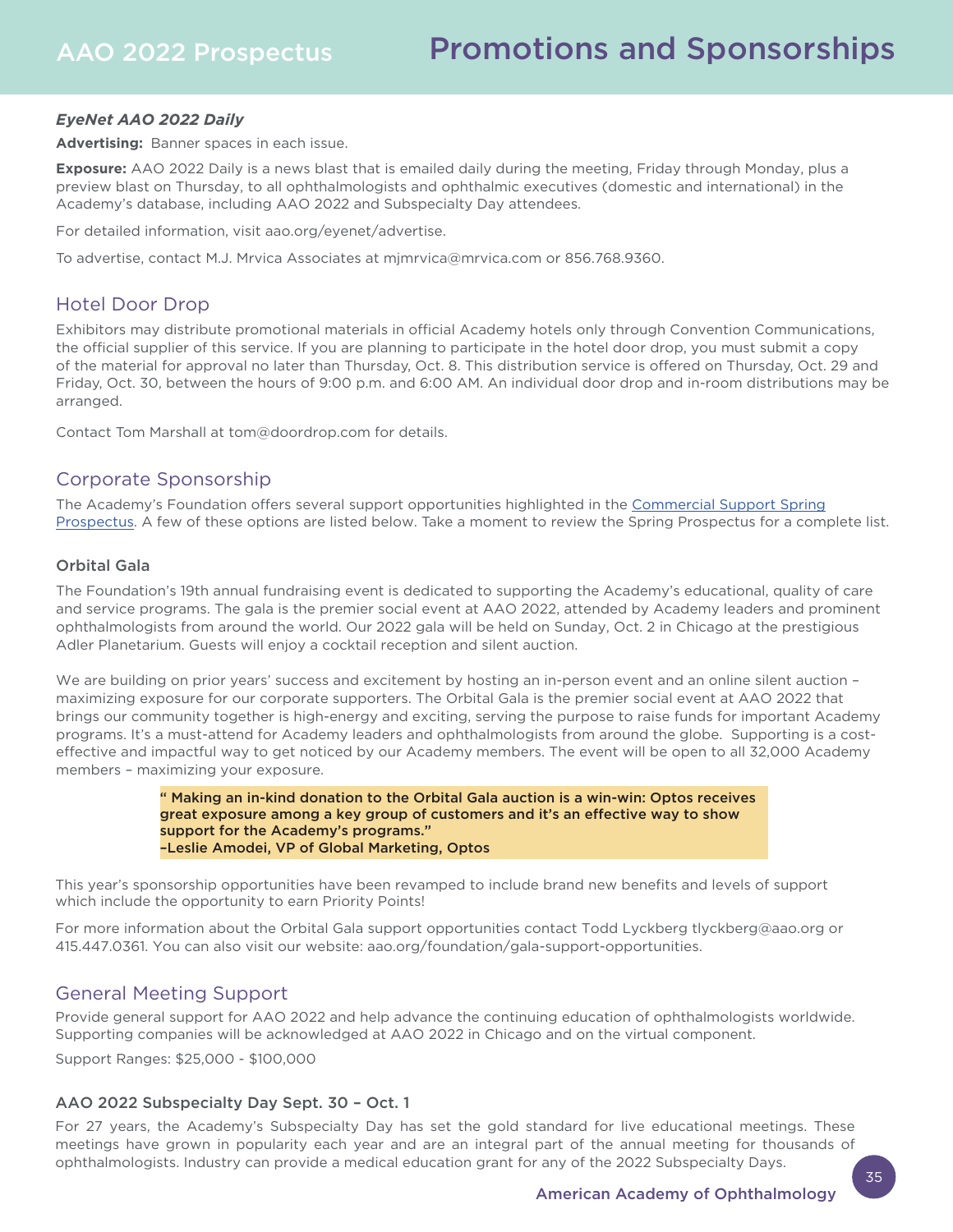### *EyeNet AAO 2022 Daily*

**Advertising:** Banner spaces in each issue.

**Exposure:** AAO 2022 Daily is a news blast that is emailed daily during the meeting, Friday through Monday, plus a preview blast on Thursday, to all ophthalmologists and ophthalmic executives (domestic and international) in the Academy's database, including AAO 2022 and Subspecialty Day attendees.

For detailed information, visit aao.org/eyenet/advertise.

To advertise, contact M.J. Mrvica Associates at mjmrvica@mrvica.com or 856.768.9360.

## Hotel Door Drop

Exhibitors may distribute promotional materials in official Academy hotels only through Convention Communications, the official supplier of this service. If you are planning to participate in the hotel door drop, you must submit a copy of the material for approval no later than Thursday, Oct. 8. This distribution service is offered on Thursday, Oct. 29 and Friday, Oct. 30, between the hours of 9:00 p.m. and 6:00 AM. An individual door drop and in-room distributions may be arranged.

Contact Tom Marshall at tom@doordrop.com for details.

## Corporate Sponsorship

The Academy's Foundation offers several support opportunities highlighted in the Commercial Support Spring Prospectus. A few of these options are listed below. Take a moment to review the Spring Prospectus for a complete list.

### Orbital Gala

The Foundation's 19th annual fundraising event is dedicated to supporting the Academy's educational, quality of care and service programs. The gala is the premier social event at AAO 2022, attended by Academy leaders and prominent ophthalmologists from around the world. Our 2022 gala will be held on Sunday, Oct. 2 in Chicago at the prestigious Adler Planetarium. Guests will enjoy a cocktail reception and silent auction.

We are building on prior years' success and excitement by hosting an in-person event and an online silent auction – maximizing exposure for our corporate supporters. The Orbital Gala is the premier social event at AAO 2022 that brings our community together is high-energy and exciting, serving the purpose to raise funds for important Academy programs. It's a must-attend for Academy leaders and ophthalmologists from around the globe. Supporting is a cost-effective and impactful way to get noticed by our Academy members. The event will be open to all 32,000 Academy members – maximizing your exposure.

> **" Making an in-kind donation to the Orbital Gala auction is a win-win: Optos receives great exposure among a key group of customers and it's an effective way to show support for the Academy's programs."**
> **–Leslie Amodei, VP of Global Marketing, Optos**

This year's sponsorship opportunities have been revamped to include brand new benefits and levels of support which include the opportunity to earn Priority Points!

For more information about the Orbital Gala support opportunities contact Todd Lyckberg tlyckberg@aao.org or 415.447.0361. You can also visit our website: aao.org/foundation/gala-support-opportunities.

## General Meeting Support

Provide general support for AAO 2022 and help advance the continuing education of ophthalmologists worldwide. Supporting companies will be acknowledged at AAO 2022 in Chicago and on the virtual component.

Support Ranges: $25,000 - $100,000

### AAO 2022 Subspecialty Day Sept. 30 – Oct. 1

For 27 years, the Academy's Subspecialty Day has set the gold standard for live educational meetings. These meetings have grown in popularity each year and are an integral part of the annual meeting for thousands of ophthalmologists. Industry can provide a medical education grant for any of the 2022 Subspecialty Days.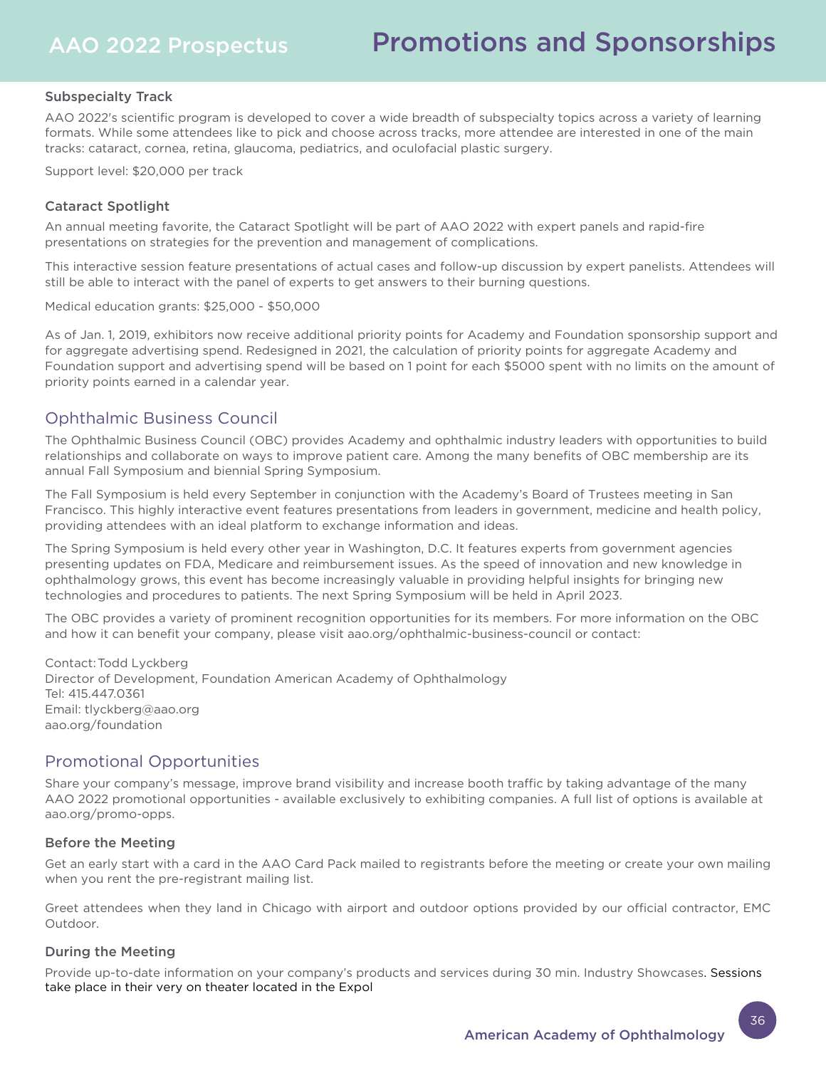### Subspecialty Track

AAO 2022's scientific program is developed to cover a wide breadth of subspecialty topics across a variety of learning formats. While some attendees like to pick and choose across tracks, more attendee are interested in one of the main tracks: cataract, cornea, retina, glaucoma, pediatrics, and oculofacial plastic surgery.

Support level: $20,000 per track

### Cataract Spotlight

An annual meeting favorite, the Cataract Spotlight will be part of AAO 2022 with expert panels and rapid-fire presentations on strategies for the prevention and management of complications.

This interactive session feature presentations of actual cases and follow-up discussion by expert panelists. Attendees will still be able to interact with the panel of experts to get answers to their burning questions.

Medical education grants: $25,000 - $50,000

As of Jan. 1, 2019, exhibitors now receive additional priority points for Academy and Foundation sponsorship support and for aggregate advertising spend. Redesigned in 2021, the calculation of priority points for aggregate Academy and Foundation support and advertising spend will be based on 1 point for each $5000 spent with no limits on the amount of priority points earned in a calendar year.

## Ophthalmic Business Council

The Ophthalmic Business Council (OBC) provides Academy and ophthalmic industry leaders with opportunities to build relationships and collaborate on ways to improve patient care. Among the many benefits of OBC membership are its annual Fall Symposium and biennial Spring Symposium.

The Fall Symposium is held every September in conjunction with the Academy's Board of Trustees meeting in San Francisco. This highly interactive event features presentations from leaders in government, medicine and health policy, providing attendees with an ideal platform to exchange information and ideas.

The Spring Symposium is held every other year in Washington, D.C. It features experts from government agencies presenting updates on FDA, Medicare and reimbursement issues. As the speed of innovation and new knowledge in ophthalmology grows, this event has become increasingly valuable in providing helpful insights for bringing new technologies and procedures to patients. The next Spring Symposium will be held in April 2023.

The OBC provides a variety of prominent recognition opportunities for its members. For more information on the OBC and how it can benefit your company, please visit aao.org/ophthalmic-business-council or contact:

Contact: Todd Lyckberg
Director of Development, Foundation American Academy of Ophthalmology
Tel: 415.447.0361
Email: tlyckberg@aao.org
aao.org/foundation

## Promotional Opportunities

Share your company's message, improve brand visibility and increase booth traffic by taking advantage of the many AAO 2022 promotional opportunities - available exclusively to exhibiting companies. A full list of options is available at aao.org/promo-opps.

### Before the Meeting

Get an early start with a card in the AAO Card Pack mailed to registrants before the meeting or create your own mailing when you rent the pre-registrant mailing list.

Greet attendees when they land in Chicago with airport and outdoor options provided by our official contractor, EMC Outdoor.

### During the Meeting

Provide up-to-date information on your company's products and services during 30 min. Industry Showcases. Sessions take place in their very on theater located in the Expol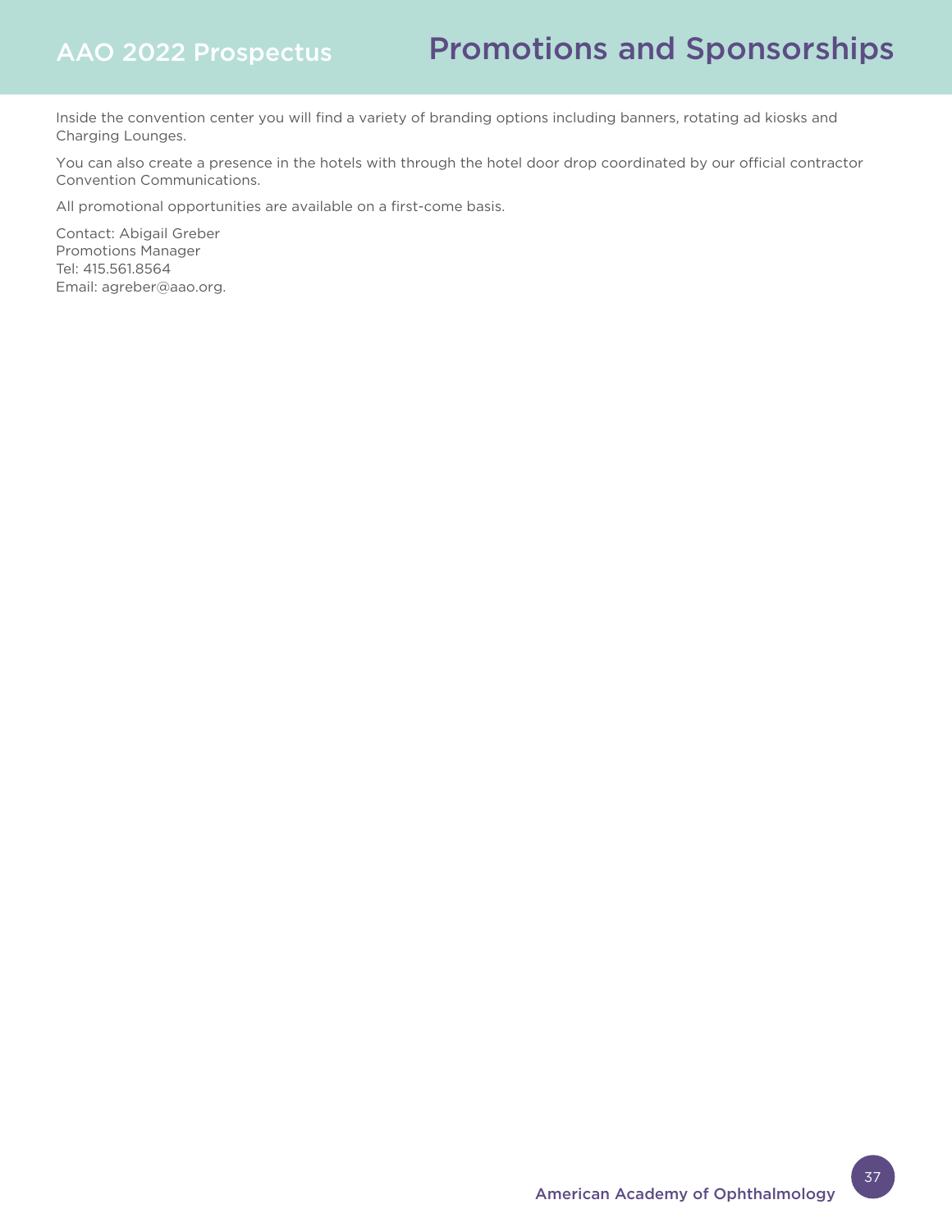# Promotions and Sponsorships

Inside the convention center you will find a variety of branding options including banners, rotating ad kiosks and Charging Lounges.

You can also create a presence in the hotels with through the hotel door drop coordinated by our official contractor Convention Communications.

All promotional opportunities are available on a first-come basis.

Contact: Abigail Greber
Promotions Manager
Tel: 415.561.8564
Email: agreber@aao.org.